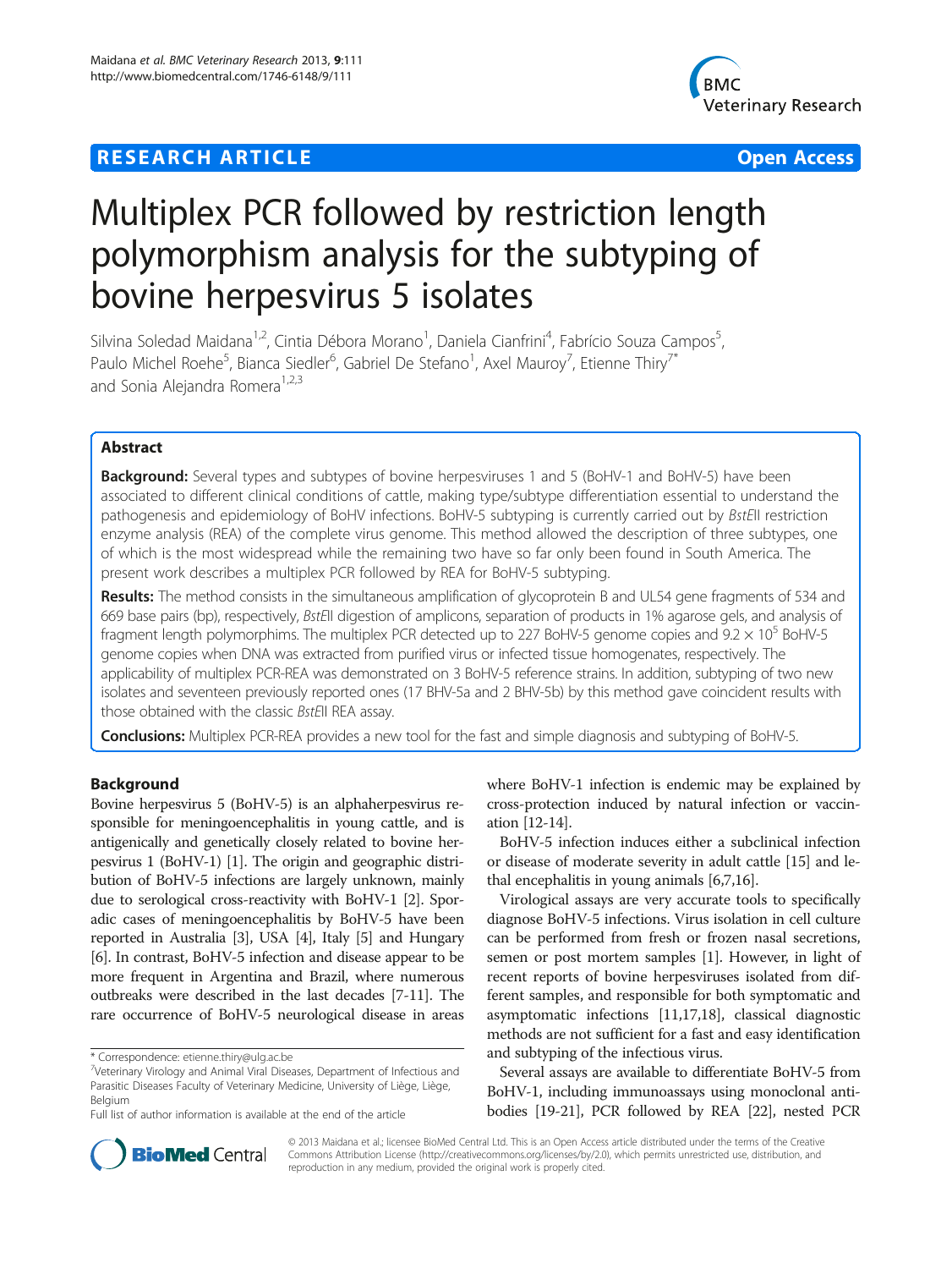**RESEARCH ARTICLE** **Open Access**

# Multiplex PCR followed by restriction length polymorphism analysis for the subtyping of bovine herpesvirus 5 isolates

Silvina Soledad Maidana[1,2], Cintia Débora Morano[1], Daniela Cianfrini[4], Fabrício Souza Campos[5], Paulo Michel Roehe[5], Bianca Siedler[6], Gabriel De Stefano[1], Axel Mauroy[7], Etienne Thiry[7*] and Sonia Alejandra Romera[1,2,3]

## Abstract

**Background:** Several types and subtypes of bovine herpesviruses 1 and 5 (BoHV-1 and BoHV-5) have been associated to different clinical conditions of cattle, making type/subtype differentiation essential to understand the pathogenesis and epidemiology of BoHV infections. BoHV-5 subtyping is currently carried out by *Bst*EII restriction enzyme analysis (REA) of the complete virus genome. This method allowed the description of three subtypes, one of which is the most widespread while the remaining two have so far only been found in South America. The present work describes a multiplex PCR followed by REA for BoHV-5 subtyping.

**Results:** The method consists in the simultaneous amplification of glycoprotein B and UL54 gene fragments of 534 and 669 base pairs (bp), respectively, *Bst*EII digestion of amplicons, separation of products in 1% agarose gels, and analysis of fragment length polymorphisms. The multiplex PCR detected up to 227 BoHV-5 genome copies and $9.2 \times 10^5$ BoHV-5 genome copies when DNA was extracted from purified virus or infected tissue homogenates, respectively. The applicability of multiplex PCR-REA was demonstrated on 3 BoHV-5 reference strains. In addition, subtyping of two new isolates and seventeen previously reported ones (17 BHV-5a and 2 BHV-5b) by this method gave coincident results with those obtained with the classic *Bst*EII REA assay.

**Conclusions:** Multiplex PCR-REA provides a new tool for the fast and simple diagnosis and subtyping of BoHV-5.

## Background

Bovine herpesvirus 5 (BoHV-5) is an alphaherpesvirus responsible for meningoencephalitis in young cattle, and is antigenically and genetically closely related to bovine herpesvirus 1 (BoHV-1) [1]. The origin and geographic distribution of BoHV-5 infections are largely unknown, mainly due to serological cross-reactivity with BoHV-1 [2]. Sporadic cases of meningoencephalitis by BoHV-5 have been reported in Australia [3], USA [4], Italy [5] and Hungary [6]. In contrast, BoHV-5 infection and disease appear to be more frequent in Argentina and Brazil, where numerous outbreaks were described in the last decades [7-11]. The rare occurrence of BoHV-5 neurological disease in areas where BoHV-1 infection is endemic may be explained by cross-protection induced by natural infection or vaccination [12-14].

BoHV-5 infection induces either a subclinical infection or disease of moderate severity in adult cattle [15] and lethal encephalitis in young animals [6,7,16].

Virological assays are very accurate tools to specifically diagnose BoHV-5 infections. Virus isolation in cell culture can be performed from fresh or frozen nasal secretions, semen or post mortem samples [1]. However, in light of recent reports of bovine herpesviruses isolated from different samples, and responsible for both symptomatic and asymptomatic infections [11,17,18], classical diagnostic methods are not sufficient for a fast and easy identification and subtyping of the infectious virus.

Several assays are available to differentiate BoHV-5 from BoHV-1, including immunoassays using monoclonal antibodies [19-21], PCR followed by REA [22], nested PCR

\* Correspondence: etienne.thiry@ulg.ac.be
[7]Veterinary Virology and Animal Viral Diseases, Department of Infectious and Parasitic Diseases Faculty of Veterinary Medicine, University of Liège, Liège, Belgium
Full list of author information is available at the end of the article

© 2013 Maidana et al.; licensee BioMed Central Ltd. This is an Open Access article distributed under the terms of the Creative Commons Attribution License (http://creativecommons.org/licenses/by/2.0), which permits unrestricted use, distribution, and reproduction in any medium, provided the original work is properly cited.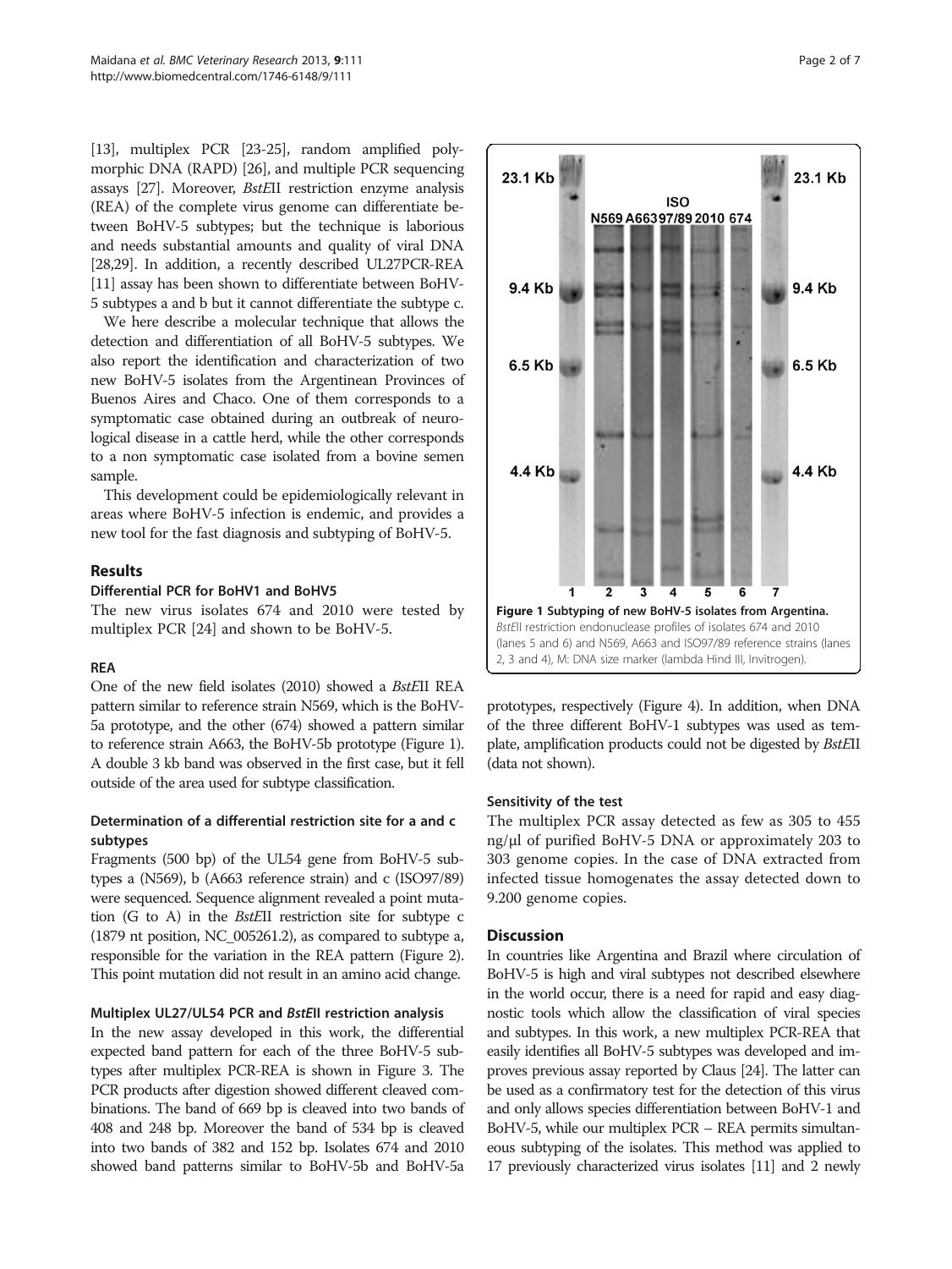[13], multiplex PCR [23-25], random amplified polymorphic DNA (RAPD) [26], and multiple PCR sequencing assays [27]. Moreover, *BstE*II restriction enzyme analysis (REA) of the complete virus genome can differentiate between BoHV-5 subtypes; but the technique is laborious and needs substantial amounts and quality of viral DNA [28,29]. In addition, a recently described UL27PCR-REA [11] assay has been shown to differentiate between BoHV-5 subtypes a and b but it cannot differentiate the subtype c.

We here describe a molecular technique that allows the detection and differentiation of all BoHV-5 subtypes. We also report the identification and characterization of two new BoHV-5 isolates from the Argentinean Provinces of Buenos Aires and Chaco. One of them corresponds to a symptomatic case obtained during an outbreak of neurological disease in a cattle herd, while the other corresponds to a non symptomatic case isolated from a bovine semen sample.

This development could be epidemiologically relevant in areas where BoHV-5 infection is endemic, and provides a new tool for the fast diagnosis and subtyping of BoHV-5.

## Results

### Differential PCR for BoHV1 and BoHV5

The new virus isolates 674 and 2010 were tested by multiplex PCR [24] and shown to be BoHV-5.

### REA

One of the new field isolates (2010) showed a *BstE*II REA pattern similar to reference strain N569, which is the BoHV-5a prototype, and the other (674) showed a pattern similar to reference strain A663, the BoHV-5b prototype (Figure 1). A double 3 kb band was observed in the first case, but it fell outside of the area used for subtype classification.

### Determination of a differential restriction site for a and c subtypes

Fragments (500 bp) of the UL54 gene from BoHV-5 subtypes a (N569), b (A663 reference strain) and c (ISO97/89) were sequenced. Sequence alignment revealed a point mutation (G to A) in the *BstE*II restriction site for subtype c (1879 nt position, NC_005261.2), as compared to subtype a, responsible for the variation in the REA pattern (Figure 2). This point mutation did not result in an amino acid change.

### Multiplex UL27/UL54 PCR and *BstE*II restriction analysis

In the new assay developed in this work, the differential expected band pattern for each of the three BoHV-5 subtypes after multiplex PCR-REA is shown in Figure 3. The PCR products after digestion showed different cleaved combinations. The band of 669 bp is cleaved into two bands of 408 and 248 bp. Moreover the band of 534 bp is cleaved into two bands of 382 and 152 bp. Isolates 674 and 2010 showed band patterns similar to BoHV-5b and BoHV-5a prototypes, respectively (Figure 4). In addition, when DNA of the three different BoHV-1 subtypes was used as template, amplification products could not be digested by *BstE*II (data not shown).

**Figure 1 Subtyping of new BoHV-5 isolates from Argentina.** *BstE*II restriction endonuclease profiles of isolates 674 and 2010 (lanes 5 and 6) and N569, A663 and ISO97/89 reference strains (lanes 2, 3 and 4), M: DNA size marker (lambda Hind III, Invitrogen).

### Sensitivity of the test

The multiplex PCR assay detected as few as 305 to 455 ng/μl of purified BoHV-5 DNA or approximately 203 to 303 genome copies. In the case of DNA extracted from infected tissue homogenates the assay detected down to 9.200 genome copies.

## Discussion

In countries like Argentina and Brazil where circulation of BoHV-5 is high and viral subtypes not described elsewhere in the world occur, there is a need for rapid and easy diagnostic tools which allow the classification of viral species and subtypes. In this work, a new multiplex PCR-REA that easily identifies all BoHV-5 subtypes was developed and improves previous assay reported by Claus [24]. The latter can be used as a confirmatory test for the detection of this virus and only allows species differentiation between BoHV-1 and BoHV-5, while our multiplex PCR – REA permits simultaneous subtyping of the isolates. This method was applied to 17 previously characterized virus isolates [11] and 2 newly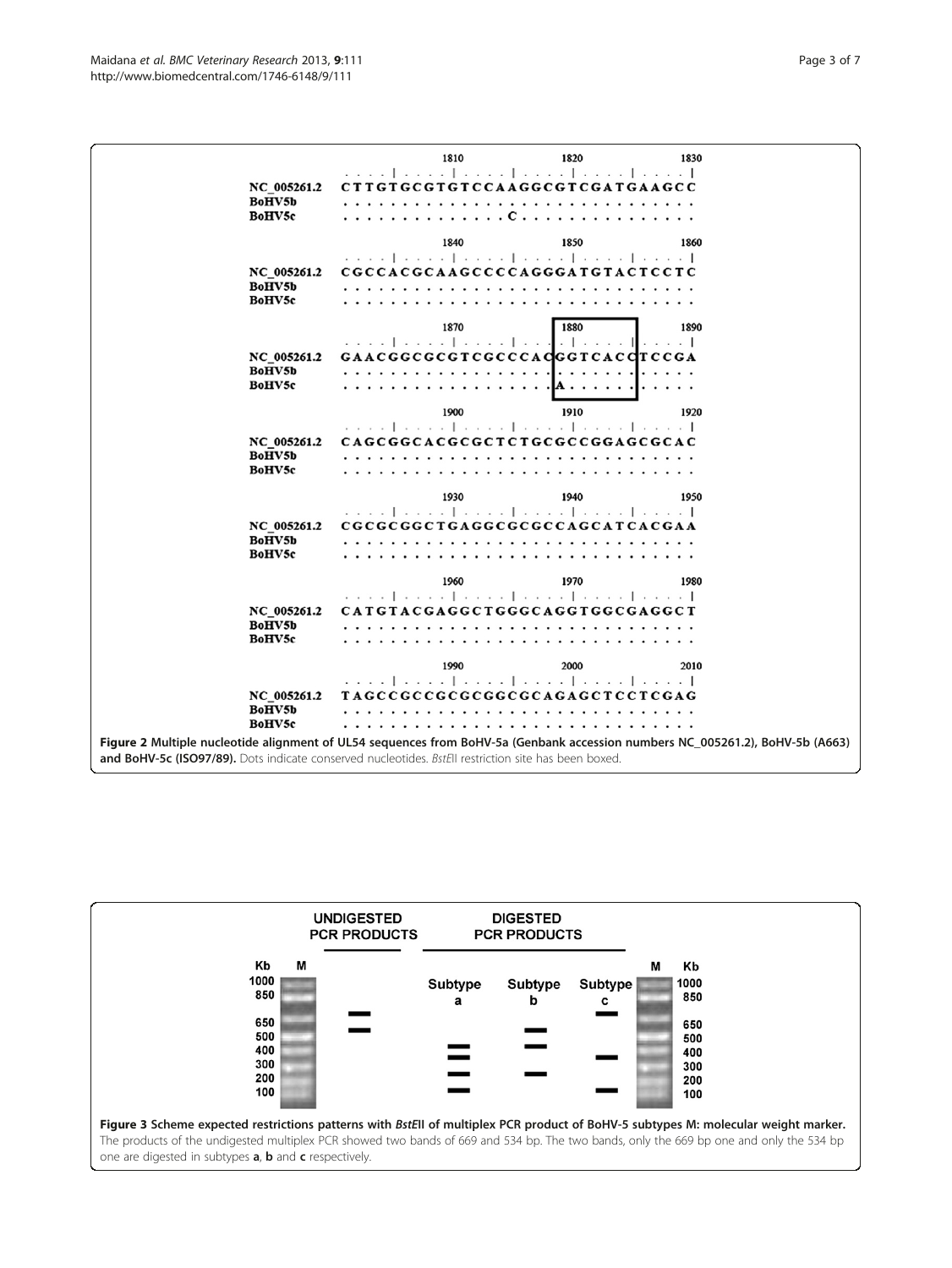```
                          1810           1820           1830
             . . . . | . . . . | . . . . | . . . . | . . . . | . . . . |
NC_005261.2  C T T G T G C G T G T C C A A G G C G T C G A T G A A G C C
BoHV5b       . . . . . . . . . . . . . . . . . . . . . . . . . . . . . .
BoHV5c       . . . . . . . . . . . . . . C . . . . . . . . . . . . . . .

                          1840           1850           1860
             . . . . | . . . . | . . . . | . . . . | . . . . | . . . . |
NC_005261.2  C G C C A C G C A A G C C C C A G G G A T G T A C T C C T C
BoHV5b       . . . . . . . . . . . . . . . . . . . . . . . . . . . . . .
BoHV5c       . . . . . . . . . . . . . . . . . . . . . . . . . . . . . .

                          1870           1880           1890
             . . . . | . . . . | . . . . | . . . . | . . . . | . . . . |
NC_005261.2  G A A C G G C G C G T C G C C C A C G G T C A C C T C C G A
BoHV5b       . . . . . . . . . . . . . . . . . . . . . . . . . . . . . .
BoHV5c       . . . . . . . . . . . . . . . . . A . . . . . . . . . . . .

                          1900           1910           1920
             . . . . | . . . . | . . . . | . . . . | . . . . | . . . . |
NC_005261.2  C A G C G G C A C G C G C T C T G C G C C G G A G C G C A C
BoHV5b       . . . . . . . . . . . . . . . . . . . . . . . . . . . . . .
BoHV5c       . . . . . . . . . . . . . . . . . . . . . . . . . . . . . .

                          1930           1940           1950
             . . . . | . . . . | . . . . | . . . . | . . . . | . . . . |
NC_005261.2  C G C G C G G C T G A G G C G C G C C A G C A T C A C G A A
BoHV5b       . . . . . . . . . . . . . . . . . . . . . . . . . . . . . .
BoHV5c       . . . . . . . . . . . . . . . . . . . . . . . . . . . . . .

                          1960           1970           1980
             . . . . | . . . . | . . . . | . . . . | . . . . | . . . . |
NC_005261.2  C A T G T A C G A G G C T G G G C A G G T G G C G A G G C T
BoHV5b       . . . . . . . . . . . . . . . . . . . . . . . . . . . . . .
BoHV5c       . . . . . . . . . . . . . . . . . . . . . . . . . . . . . .

                          1990           2000           2010
             . . . . | . . . . | . . . . | . . . . | . . . . | . . . . |
NC_005261.2  T A G C C G C C G C G C G G C G C A G A G C T C C T C G A G
BoHV5b       . . . . . . . . . . . . . . . . . . . . . . . . . . . . . .
BoHV5c       . . . . . . . . . . . . . . . . . . . . . . . . . . . . . .
```

**Figure 2 Multiple nucleotide alignment of UL54 sequences from BoHV-5a (Genbank accession numbers NC_005261.2), BoHV-5b (A663) and BoHV-5c (ISO97/89).** Dots indicate conserved nucleotides. *BstE*II restriction site has been boxed.

**Figure 3 Scheme expected restrictions patterns with *BstE*II of multiplex PCR product of BoHV-5 subtypes M: molecular weight marker.** The products of the undigested multiplex PCR showed two bands of 669 and 534 bp. The two bands, only the 669 bp one and only the 534 bp one are digested in subtypes **a**, **b** and **c** respectively.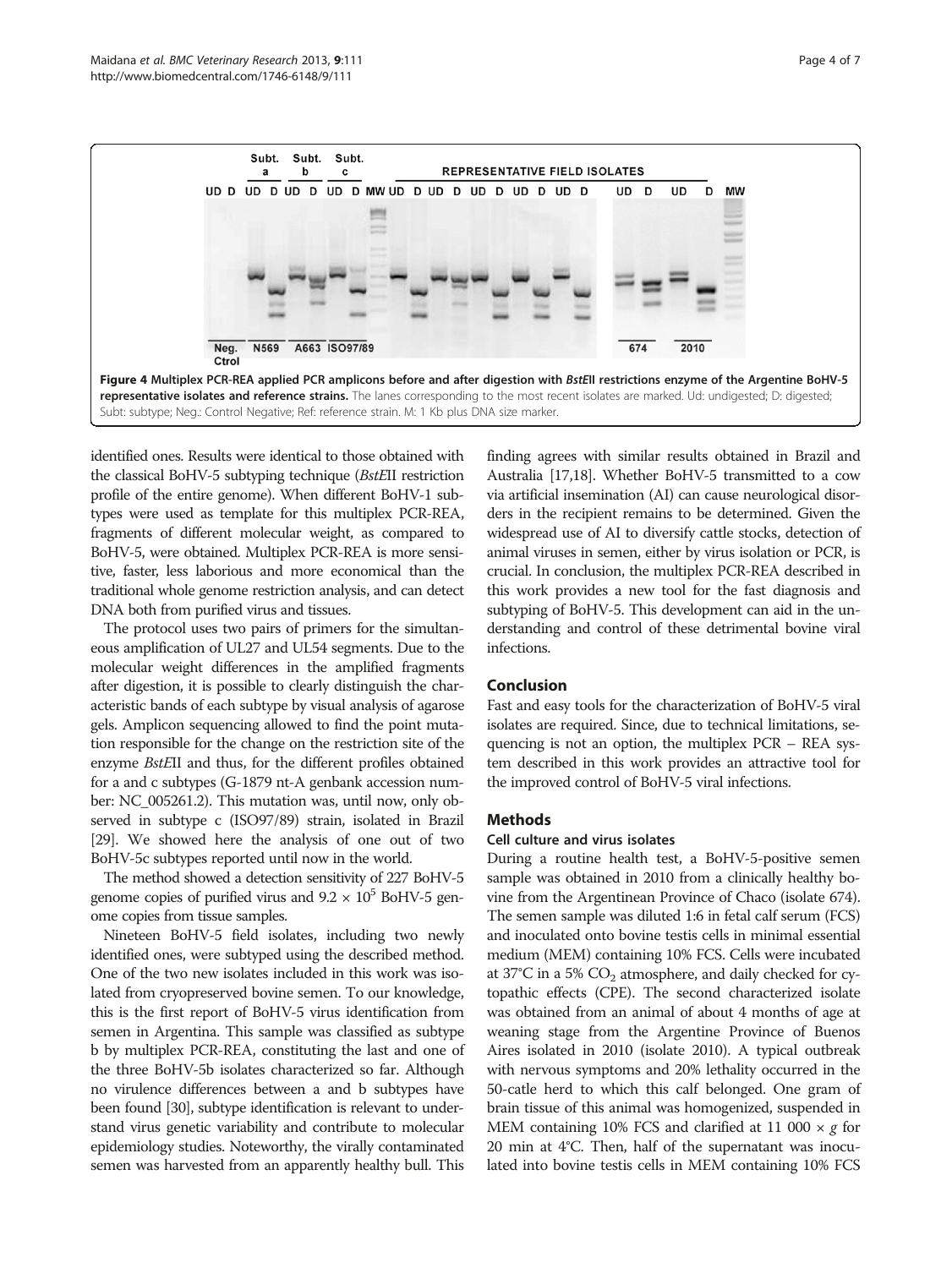**Figure 4 Multiplex PCR-REA applied PCR amplicons before and after digestion with *BstE*II restrictions enzyme of the Argentine BoHV-5 representative isolates and reference strains.** The lanes corresponding to the most recent isolates are marked. Ud: undigested; D: digested; Subt: subtype; Neg.: Control Negative; Ref: reference strain. M: 1 Kb plus DNA size marker.

identified ones. Results were identical to those obtained with the classical BoHV-5 subtyping technique (*BstE*II restriction profile of the entire genome). When different BoHV-1 subtypes were used as template for this multiplex PCR-REA, fragments of different molecular weight, as compared to BoHV-5, were obtained. Multiplex PCR-REA is more sensitive, faster, less laborious and more economical than the traditional whole genome restriction analysis, and can detect DNA both from purified virus and tissues.

The protocol uses two pairs of primers for the simultaneous amplification of UL27 and UL54 segments. Due to the molecular weight differences in the amplified fragments after digestion, it is possible to clearly distinguish the characteristic bands of each subtype by visual analysis of agarose gels. Amplicon sequencing allowed to find the point mutation responsible for the change on the restriction site of the enzyme *BstE*II and thus, for the different profiles obtained for a and c subtypes (G-1879 nt-A genbank accession number: NC_005261.2). This mutation was, until now, only observed in subtype c (ISO97/89) strain, isolated in Brazil [29]. We showed here the analysis of one out of two BoHV-5c subtypes reported until now in the world.

The method showed a detection sensitivity of 227 BoHV-5 genome copies of purified virus and $9.2 \times 10^5$ BoHV-5 genome copies from tissue samples.

Nineteen BoHV-5 field isolates, including two newly identified ones, were subtyped using the described method. One of the two new isolates included in this work was isolated from cryopreserved bovine semen. To our knowledge, this is the first report of BoHV-5 virus identification from semen in Argentina. This sample was classified as subtype b by multiplex PCR-REA, constituting the last and one of the three BoHV-5b isolates characterized so far. Although no virulence differences between a and b subtypes have been found [30], subtype identification is relevant to understand virus genetic variability and contribute to molecular epidemiology studies. Noteworthy, the virally contaminated semen was harvested from an apparently healthy bull. This finding agrees with similar results obtained in Brazil and Australia [17,18]. Whether BoHV-5 transmitted to a cow via artificial insemination (AI) can cause neurological disorders in the recipient remains to be determined. Given the widespread use of AI to diversify cattle stocks, detection of animal viruses in semen, either by virus isolation or PCR, is crucial. In conclusion, the multiplex PCR-REA described in this work provides a new tool for the fast diagnosis and subtyping of BoHV-5. This development can aid in the understanding and control of these detrimental bovine viral infections.

## Conclusion

Fast and easy tools for the characterization of BoHV-5 viral isolates are required. Since, due to technical limitations, sequencing is not an option, the multiplex PCR – REA system described in this work provides an attractive tool for the improved control of BoHV-5 viral infections.

## Methods

### Cell culture and virus isolates

During a routine health test, a BoHV-5-positive semen sample was obtained in 2010 from a clinically healthy bovine from the Argentinean Province of Chaco (isolate 674). The semen sample was diluted 1:6 in fetal calf serum (FCS) and inoculated onto bovine testis cells in minimal essential medium (MEM) containing 10% FCS. Cells were incubated at 37°C in a 5% $CO_2$ atmosphere, and daily checked for cytopathic effects (CPE). The second characterized isolate was obtained from an animal of about 4 months of age at weaning stage from the Argentine Province of Buenos Aires isolated in 2010 (isolate 2010). A typical outbreak with nervous symptoms and 20% lethality occurred in the 50-catle herd to which this calf belonged. One gram of brain tissue of this animal was homogenized, suspended in MEM containing 10% FCS and clarified at 11 000 × *g* for 20 min at 4°C. Then, half of the supernatant was inoculated into bovine testis cells in MEM containing 10% FCS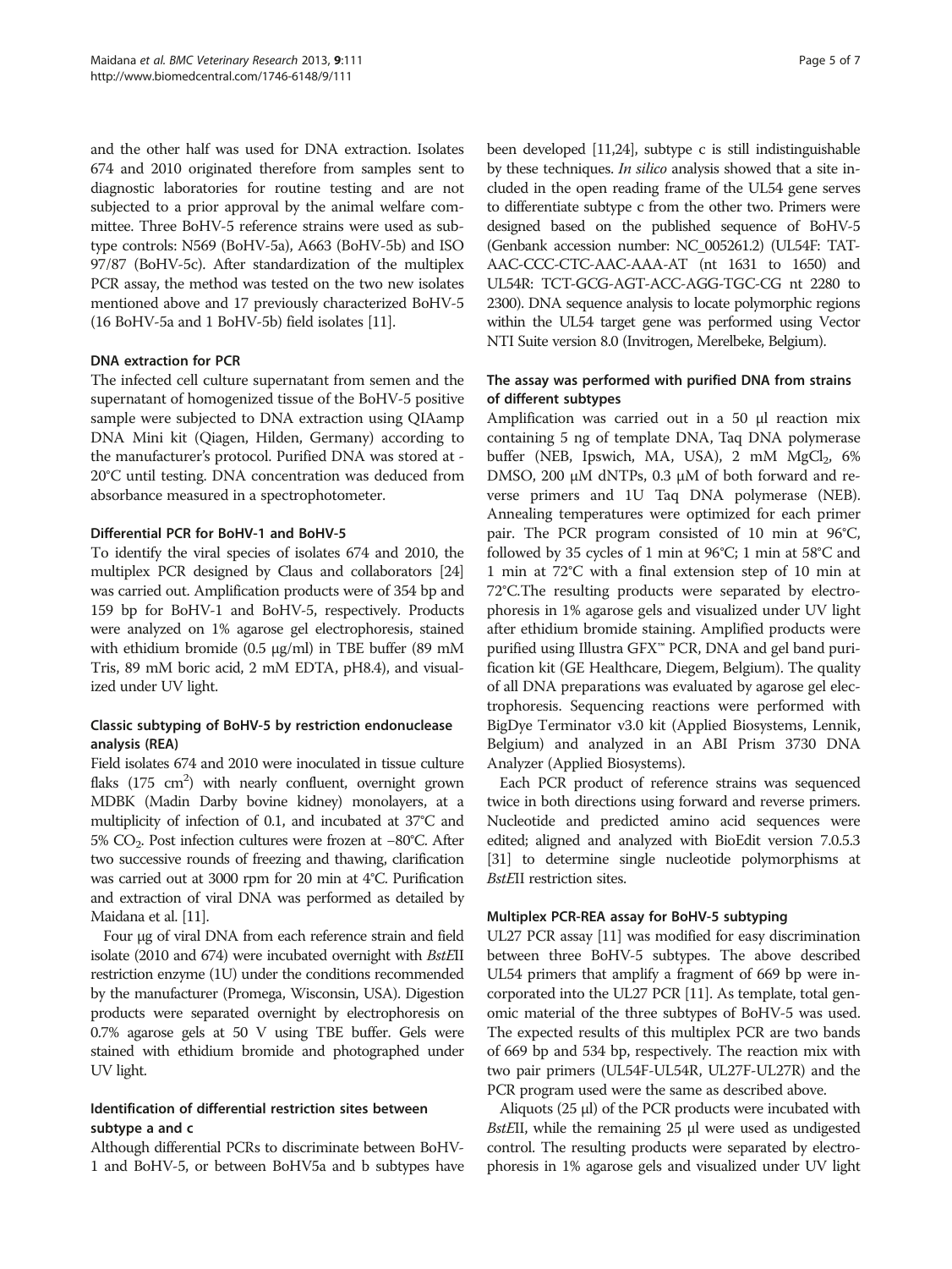and the other half was used for DNA extraction. Isolates 674 and 2010 originated therefore from samples sent to diagnostic laboratories for routine testing and are not subjected to a prior approval by the animal welfare committee. Three BoHV-5 reference strains were used as subtype controls: N569 (BoHV-5a), A663 (BoHV-5b) and ISO 97/87 (BoHV-5c). After standardization of the multiplex PCR assay, the method was tested on the two new isolates mentioned above and 17 previously characterized BoHV-5 (16 BoHV-5a and 1 BoHV-5b) field isolates [11].

#### DNA extraction for PCR

The infected cell culture supernatant from semen and the supernatant of homogenized tissue of the BoHV-5 positive sample were subjected to DNA extraction using QIAamp DNA Mini kit (Qiagen, Hilden, Germany) according to the manufacturer's protocol. Purified DNA was stored at -20°C until testing. DNA concentration was deduced from absorbance measured in a spectrophotometer.

#### Differential PCR for BoHV-1 and BoHV-5

To identify the viral species of isolates 674 and 2010, the multiplex PCR designed by Claus and collaborators [24] was carried out. Amplification products were of 354 bp and 159 bp for BoHV-1 and BoHV-5, respectively. Products were analyzed on 1% agarose gel electrophoresis, stained with ethidium bromide (0.5 μg/ml) in TBE buffer (89 mM Tris, 89 mM boric acid, 2 mM EDTA, pH8.4), and visualized under UV light.

#### Classic subtyping of BoHV-5 by restriction endonuclease analysis (REA)

Field isolates 674 and 2010 were inoculated in tissue culture flaks (175 $cm^2$) with nearly confluent, overnight grown MDBK (Madin Darby bovine kidney) monolayers, at a multiplicity of infection of 0.1, and incubated at 37°C and 5% $CO_2$. Post infection cultures were frozen at −80°C. After two successive rounds of freezing and thawing, clarification was carried out at 3000 rpm for 20 min at 4°C. Purification and extraction of viral DNA was performed as detailed by Maidana et al. [11].

Four μg of viral DNA from each reference strain and field isolate (2010 and 674) were incubated overnight with *BstE*II restriction enzyme (1U) under the conditions recommended by the manufacturer (Promega, Wisconsin, USA). Digestion products were separated overnight by electrophoresis on 0.7% agarose gels at 50 V using TBE buffer. Gels were stained with ethidium bromide and photographed under UV light.

#### Identification of differential restriction sites between subtype a and c

Although differential PCRs to discriminate between BoHV-1 and BoHV-5, or between BoHV5a and b subtypes have been developed [11,24], subtype c is still indistinguishable by these techniques. *In silico* analysis showed that a site included in the open reading frame of the UL54 gene serves to differentiate subtype c from the other two. Primers were designed based on the published sequence of BoHV-5 (Genbank accession number: NC_005261.2) (UL54F: TAT-AAC-CCC-CTC-AAC-AAA-AT (nt 1631 to 1650) and UL54R: TCT-GCG-AGT-ACC-AGG-TGC-CG nt 2280 to 2300). DNA sequence analysis to locate polymorphic regions within the UL54 target gene was performed using Vector NTI Suite version 8.0 (Invitrogen, Merelbeke, Belgium).

#### The assay was performed with purified DNA from strains of different subtypes

Amplification was carried out in a 50 μl reaction mix containing 5 ng of template DNA, Taq DNA polymerase buffer (NEB, Ipswich, MA, USA), 2 mM $MgCl_2$, 6% DMSO, 200 μM dNTPs, 0.3 μM of both forward and reverse primers and 1U Taq DNA polymerase (NEB). Annealing temperatures were optimized for each primer pair. The PCR program consisted of 10 min at 96°C, followed by 35 cycles of 1 min at 96°C; 1 min at 58°C and 1 min at 72°C with a final extension step of 10 min at 72°C.The resulting products were separated by electrophoresis in 1% agarose gels and visualized under UV light after ethidium bromide staining. Amplified products were purified using Illustra GFX™ PCR, DNA and gel band purification kit (GE Healthcare, Diegem, Belgium). The quality of all DNA preparations was evaluated by agarose gel electrophoresis. Sequencing reactions were performed with BigDye Terminator v3.0 kit (Applied Biosystems, Lennik, Belgium) and analyzed in an ABI Prism 3730 DNA Analyzer (Applied Biosystems).

Each PCR product of reference strains was sequenced twice in both directions using forward and reverse primers. Nucleotide and predicted amino acid sequences were edited; aligned and analyzed with BioEdit version 7.0.5.3 [31] to determine single nucleotide polymorphisms at *BstE*II restriction sites.

#### Multiplex PCR-REA assay for BoHV-5 subtyping

UL27 PCR assay [11] was modified for easy discrimination between three BoHV-5 subtypes. The above described UL54 primers that amplify a fragment of 669 bp were incorporated into the UL27 PCR [11]. As template, total genomic material of the three subtypes of BoHV-5 was used. The expected results of this multiplex PCR are two bands of 669 bp and 534 bp, respectively. The reaction mix with two pair primers (UL54F-UL54R, UL27F-UL27R) and the PCR program used were the same as described above.

Aliquots (25 μl) of the PCR products were incubated with *BstE*II, while the remaining 25 μl were used as undigested control. The resulting products were separated by electrophoresis in 1% agarose gels and visualized under UV light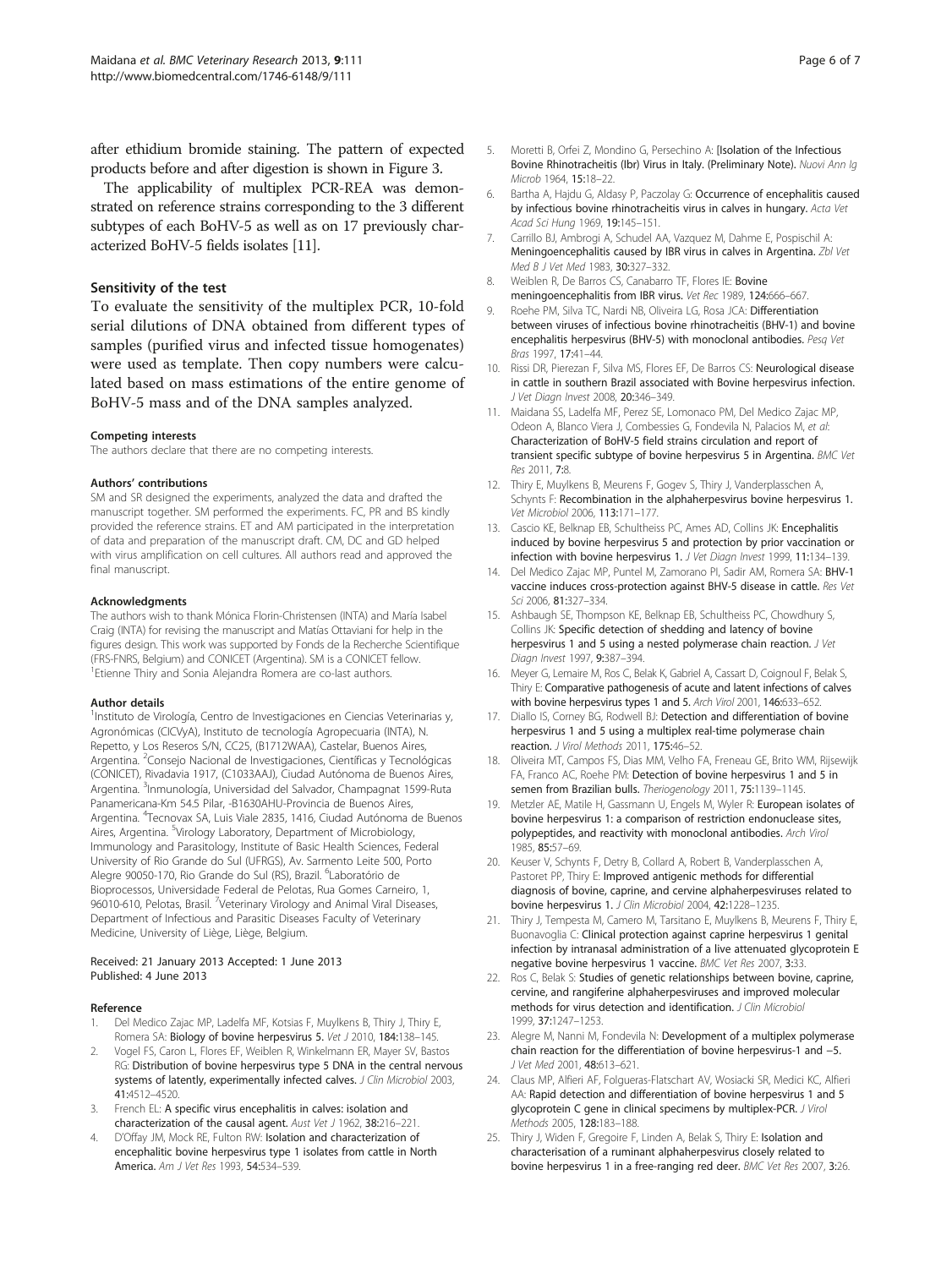after ethidium bromide staining. The pattern of expected products before and after digestion is shown in Figure 3.

The applicability of multiplex PCR-REA was demonstrated on reference strains corresponding to the 3 different subtypes of each BoHV-5 as well as on 17 previously characterized BoHV-5 fields isolates [11].

### Sensitivity of the test

To evaluate the sensitivity of the multiplex PCR, 10-fold serial dilutions of DNA obtained from different types of samples (purified virus and infected tissue homogenates) were used as template. Then copy numbers were calculated based on mass estimations of the entire genome of BoHV-5 mass and of the DNA samples analyzed.

#### Competing interests

The authors declare that there are no competing interests.

#### Authors' contributions

SM and SR designed the experiments, analyzed the data and drafted the manuscript together. SM performed the experiments. FC, PR and BS kindly provided the reference strains. ET and AM participated in the interpretation of data and preparation of the manuscript draft. CM, DC and GD helped with virus amplification on cell cultures. All authors read and approved the final manuscript.

#### Acknowledgments

The authors wish to thank Mónica Florin-Christensen (INTA) and María Isabel Craig (INTA) for revising the manuscript and Matías Ottaviani for help in the figures design. This work was supported by Fonds de la Recherche Scientifique (FRS-FNRS, Belgium) and CONICET (Argentina). SM is a CONICET fellow. [1]Etienne Thiry and Sonia Alejandra Romera are co-last authors.

#### Author details

[1]Instituto de Virología, Centro de Investigaciones en Ciencias Veterinarias y, Agronómicas (CICVyA), Instituto de tecnología Agropecuaria (INTA), N. Repetto, y Los Reseros S/N, CC25, (B1712WAA), Castelar, Buenos Aires, Argentina. [2]Consejo Nacional de Investigaciones, Científicas y Tecnológicas (CONICET), Rivadavia 1917, (C1033AAJ), Ciudad Autónoma de Buenos Aires, Argentina. [3]Inmunología, Universidad del Salvador, Champagnat 1599-Ruta Panamericana-Km 54.5 Pilar, -B1630AHU-Provincia de Buenos Aires, Argentina. [4]Tecnovax SA, Luis Viale 2835, 1416, Ciudad Autónoma de Buenos Aires, Argentina. [5]Virology Laboratory, Department of Microbiology, Immunology and Parasitology, Institute of Basic Health Sciences, Federal University of Rio Grande do Sul (UFRGS), Av. Sarmento Leite 500, Porto Alegre 90050-170, Rio Grande do Sul (RS), Brazil. [6]Laboratório de Bioprocessos, Universidade Federal de Pelotas, Rua Gomes Carneiro, 1, 96010-610, Pelotas, Brasil. [7]Veterinary Virology and Animal Viral Diseases, Department of Infectious and Parasitic Diseases Faculty of Veterinary Medicine, University of Liège, Liège, Belgium.

Received: 21 January 2013 Accepted: 1 June 2013
Published: 4 June 2013

#### Reference

1. Del Medico Zajac MP, Ladelfa MF, Kotsias F, Muylkens B, Thiry J, Thiry E, Romera SA: **Biology of bovine herpesvirus 5.** *Vet J* 2010, **184:**138–145.
2. Vogel FS, Caron L, Flores EF, Weiblen R, Winkelmann ER, Mayer SV, Bastos RG: **Distribution of bovine herpesvirus type 5 DNA in the central nervous systems of latently, experimentally infected calves.** *J Clin Microbiol* 2003, **41:**4512–4520.
3. French EL: **A specific virus encephalitis in calves: isolation and characterization of the causal agent.** *Aust Vet J* 1962, **38:**216–221.
4. D'Offay JM, Mock RE, Fulton RW: **Isolation and characterization of encephalitic bovine herpesvirus type 1 isolates from cattle in North America.** *Am J Vet Res* 1993, **54:**534–539.
5. Moretti B, Orfei Z, Mondino G, Persechino A: **[Isolation of the Infectious Bovine Rhinotracheitis (Ibr) Virus in Italy. (Preliminary Note).** *Nuovi Ann Ig Microb* 1964, **15:**18–22.
6. Bartha A, Hajdu G, Aldasy P, Paczolay G: **Occurrence of encephalitis caused by infectious bovine rhinotracheitis virus in calves in hungary.** *Acta Vet Acad Sci Hung* 1969, **19:**145–151.
7. Carrillo BJ, Ambrogi A, Schudel AA, Vazquez M, Dahme E, Pospischil A: **Meningoencephalitis caused by IBR virus in calves in Argentina.** *Zbl Vet Med B J Vet Med* 1983, **30:**327–332.
8. Weiblen R, De Barros CS, Canabarro TF, Flores IE: **Bovine meningoencephalitis from IBR virus.** *Vet Rec* 1989, **124:**666–667.
9. Roehe PM, Silva TC, Nardi NB, Oliveira LG, Rosa JCA: **Differentiation between viruses of infectious bovine rhinotracheitis (BHV-1) and bovine encephalitis herpesvirus (BHV-5) with monoclonal antibodies.** *Pesq Vet Bras* 1997, **17:**41–44.
10. Rissi DR, Pierezan F, Silva MS, Flores EF, De Barros CS: **Neurological disease in cattle in southern Brazil associated with Bovine herpesvirus infection.** *J Vet Diagn Invest* 2008, **20:**346–349.
11. Maidana SS, Ladelfa MF, Perez SE, Lomonaco PM, Del Medico Zajac MP, Odeon A, Blanco Viera J, Combessies G, Fondevila N, Palacios M, *et al*: **Characterization of BoHV-5 field strains circulation and report of transient specific subtype of bovine herpesvirus 5 in Argentina.** *BMC Vet Res* 2011, **7:**8.
12. Thiry E, Muylkens B, Meurens F, Gogev S, Thiry J, Vanderplasschen A, Schynts F: **Recombination in the alphaherpesvirus bovine herpesvirus 1.** *Vet Microbiol* 2006, **113:**171–177.
13. Cascio KE, Belknap EB, Schultheiss PC, Ames AD, Collins JK: **Encephalitis induced by bovine herpesvirus 5 and protection by prior vaccination or infection with bovine herpesvirus 1.** *J Vet Diagn Invest* 1999, **11:**134–139.
14. Del Medico Zajac MP, Puntel M, Zamorano PI, Sadir AM, Romera SA: **BHV-1 vaccine induces cross-protection against BHV-5 disease in cattle.** *Res Vet Sci* 2006, **81:**327–334.
15. Ashbaugh SE, Thompson KE, Belknap EB, Schultheiss PC, Chowdhury S, Collins JK: **Specific detection of shedding and latency of bovine herpesvirus 1 and 5 using a nested polymerase chain reaction.** *J Vet Diagn Invest* 1997, **9:**387–394.
16. Meyer G, Lemaire M, Ros C, Belak K, Gabriel A, Cassart D, Coignoul F, Belak S, Thiry E: **Comparative pathogenesis of acute and latent infections of calves with bovine herpesvirus types 1 and 5.** *Arch Virol* 2001, **146:**633–652.
17. Diallo IS, Corney BG, Rodwell BJ: **Detection and differentiation of bovine herpesvirus 1 and 5 using a multiplex real-time polymerase chain reaction.** *J Virol Methods* 2011, **175:**46–52.
18. Oliveira MT, Campos FS, Dias MM, Velho FA, Freneau GE, Brito WM, Rijsewijk FA, Franco AC, Roehe PM: **Detection of bovine herpesvirus 1 and 5 in semen from Brazilian bulls.** *Theriogenology* 2011, **75:**1139–1145.
19. Metzler AE, Matile H, Gassmann U, Engels M, Wyler R: **European isolates of bovine herpesvirus 1: a comparison of restriction endonuclease sites, polypeptides, and reactivity with monoclonal antibodies.** *Arch Virol* 1985, **85:**57–69.
20. Keuser V, Schynts F, Detry B, Collard A, Robert B, Vanderplasschen A, Pastoret PP, Thiry E: **Improved antigenic methods for differential diagnosis of bovine, caprine, and cervine alphaherpesviruses related to bovine herpesvirus 1.** *J Clin Microbiol* 2004, **42:**1228–1235.
21. Thiry J, Tempesta M, Camero M, Tarsitano E, Muylkens B, Meurens F, Thiry E, Buonavoglia C: **Clinical protection against caprine herpesvirus 1 genital infection by intranasal administration of a live attenuated glycoprotein E negative bovine herpesvirus 1 vaccine.** *BMC Vet Res* 2007, **3:**33.
22. Ros C, Belak S: **Studies of genetic relationships between bovine, caprine, cervine, and rangiferine alphaherpesviruses and improved molecular methods for virus detection and identification.** *J Clin Microbiol* 1999, **37:**1247–1253.
23. Alegre M, Nanni M, Fondevila N: **Development of a multiplex polymerase chain reaction for the differentiation of bovine herpesvirus-1 and −5.** *J Vet Med* 2001, **48:**613–621.
24. Claus MP, Alfieri AF, Folgueras-Flatschart AV, Wosiacki SR, Medici KC, Alfieri AA: **Rapid detection and differentiation of bovine herpesvirus 1 and 5 glycoprotein C gene in clinical specimens by multiplex-PCR.** *J Virol Methods* 2005, **128:**183–188.
25. Thiry J, Widen F, Gregoire F, Linden A, Belak S, Thiry E: **Isolation and characterisation of a ruminant alphaherpesvirus closely related to bovine herpesvirus 1 in a free-ranging red deer.** *BMC Vet Res* 2007, **3:**26.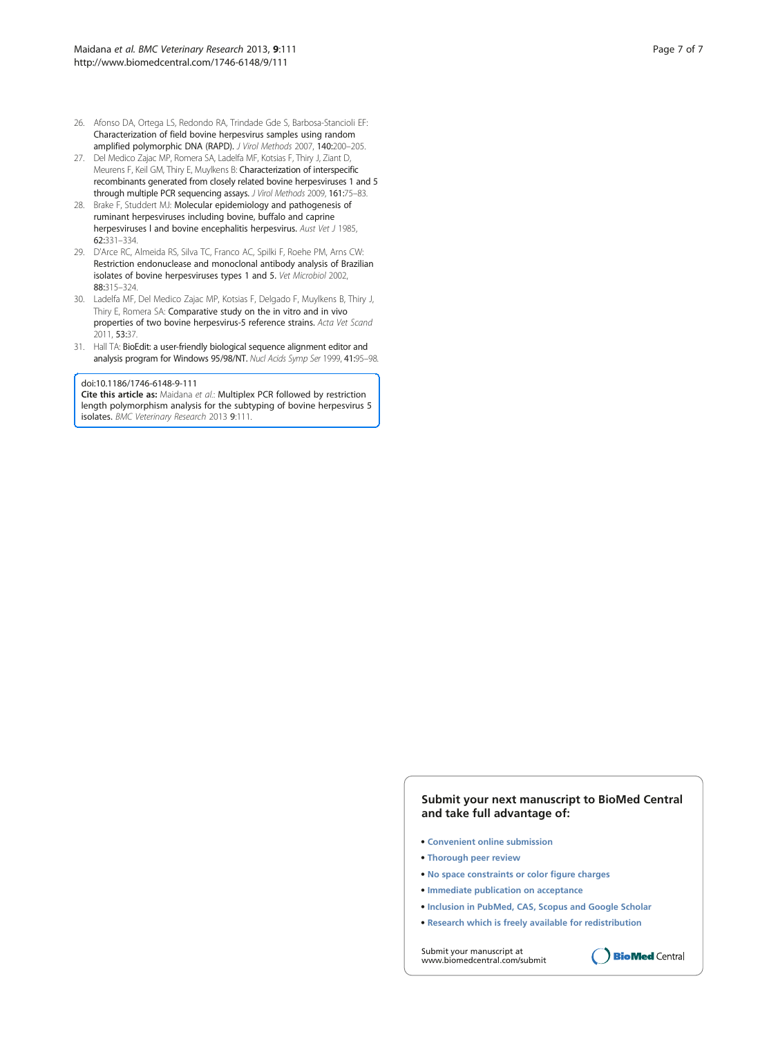26. Afonso DA, Ortega LS, Redondo RA, Trindade Gde S, Barbosa-Stancioli EF: **Characterization of field bovine herpesvirus samples using random amplified polymorphic DNA (RAPD).** *J Virol Methods* 2007, **140:**200–205.
27. Del Medico Zajac MP, Romera SA, Ladelfa MF, Kotsias F, Thiry J, Ziant D, Meurens F, Keil GM, Thiry E, Muylkens B: **Characterization of interspecific recombinants generated from closely related bovine herpesviruses 1 and 5 through multiple PCR sequencing assays.** *J Virol Methods* 2009, **161:**75–83.
28. Brake F, Studdert MJ: **Molecular epidemiology and pathogenesis of ruminant herpesviruses including bovine, buffalo and caprine herpesviruses I and bovine encephalitis herpesvirus.** *Aust Vet J* 1985, **62:**331–334.
29. D'Arce RC, Almeida RS, Silva TC, Franco AC, Spilki F, Roehe PM, Arns CW: **Restriction endonuclease and monoclonal antibody analysis of Brazilian isolates of bovine herpesviruses types 1 and 5.** *Vet Microbiol* 2002, **88:**315–324.
30. Ladelfa MF, Del Medico Zajac MP, Kotsias F, Delgado F, Muylkens B, Thiry J, Thiry E, Romera SA: **Comparative study on the in vitro and in vivo properties of two bovine herpesvirus-5 reference strains.** *Acta Vet Scand* 2011, **53:**37.
31. Hall TA: **BioEdit: a user-friendly biological sequence alignment editor and analysis program for Windows 95/98/NT.** *Nucl Acids Symp Ser* 1999, **41:**95–98.

doi:10.1186/1746-6148-9-111
**Cite this article as:** Maidana *et al.*: Multiplex PCR followed by restriction length polymorphism analysis for the subtyping of bovine herpesvirus 5 isolates. *BMC Veterinary Research* 2013 **9**:111.

**Submit your next manuscript to BioMed Central and take full advantage of:**

- **Convenient online submission**
- **Thorough peer review**
- **No space constraints or color figure charges**
- **Immediate publication on acceptance**
- **Inclusion in PubMed, CAS, Scopus and Google Scholar**
- **Research which is freely available for redistribution**

Submit your manuscript at
www.biomedcentral.com/submit

BioMed Central